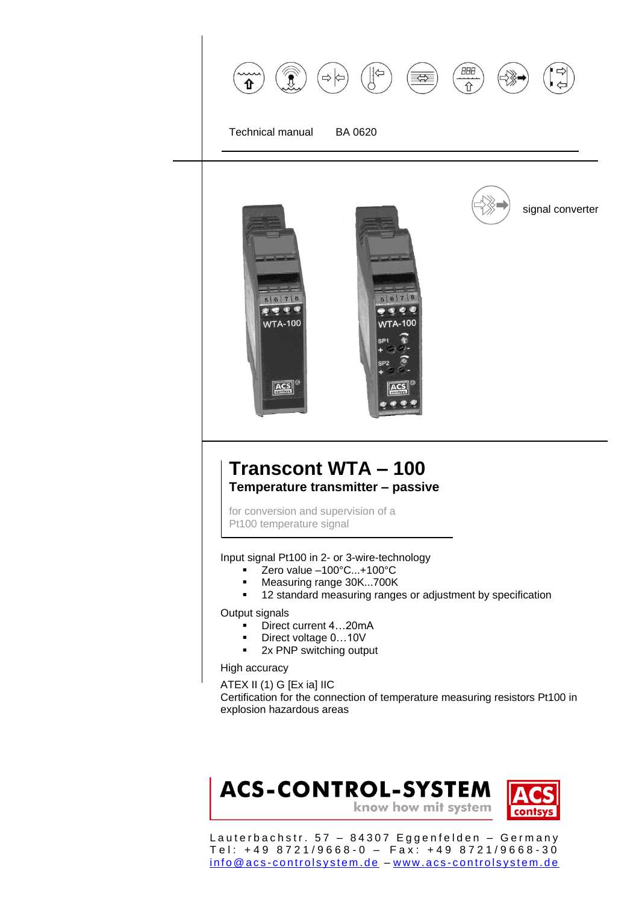Technical manual BA 0620

signal converter

# Transcont WTA – 100

## Temperature transmitter – passive

for conversion and supervision of a Pt100 temperature signal

Input signal Pt100 in 2- or 3-wire-technology

- Zero value –100°C...+100°C
- Measuring range 30K...700K
- 12 standard measuring ranges or adjustment by specification

Output signals

- Direct current 4…20mA
- Direct voltage 0…10V
- 2x PNP switching output

High accuracy

ATEX II (1) G [Ex ia] IIC
Certification for the connection of temperature measuring resistors Pt100 in explosion hazardous areas

**ACS-CONTROL-SYSTEM**
know how mit system

ACS contsys

Lauterbachstr. 57 – 84307 Eggenfelden – Germany
Tel: +49 8721/9668-0 – Fax: +49 8721/9668-30
info@acs-controlsystem.de – www.acs-controlsystem.de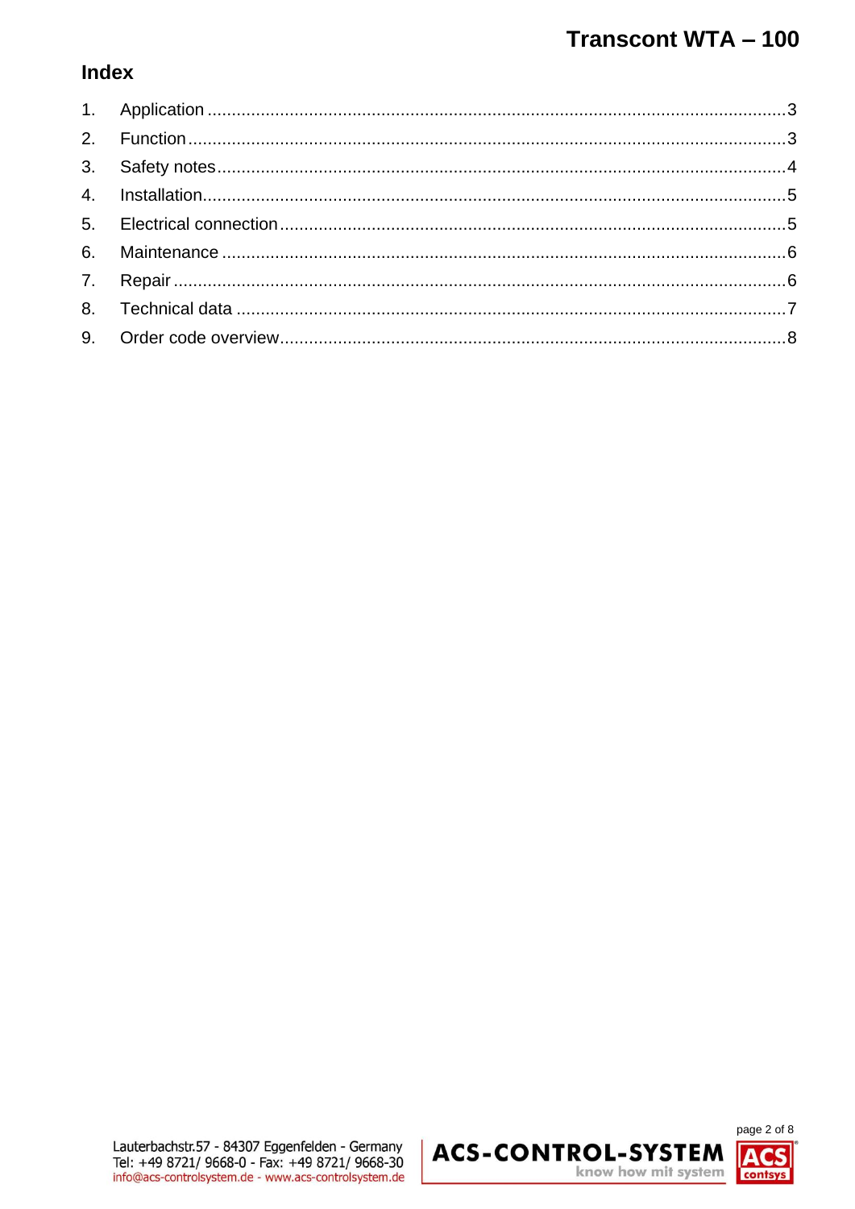## Index

1. Application ........................................................................................................3
2. Function ............................................................................................................3
3. Safety notes ......................................................................................................4
4. Installation.........................................................................................................5
5. Electrical connection .........................................................................................5
6. Maintenance .....................................................................................................6
7. Repair ...............................................................................................................6
8. Technical data ..................................................................................................7
9. Order code overview.........................................................................................8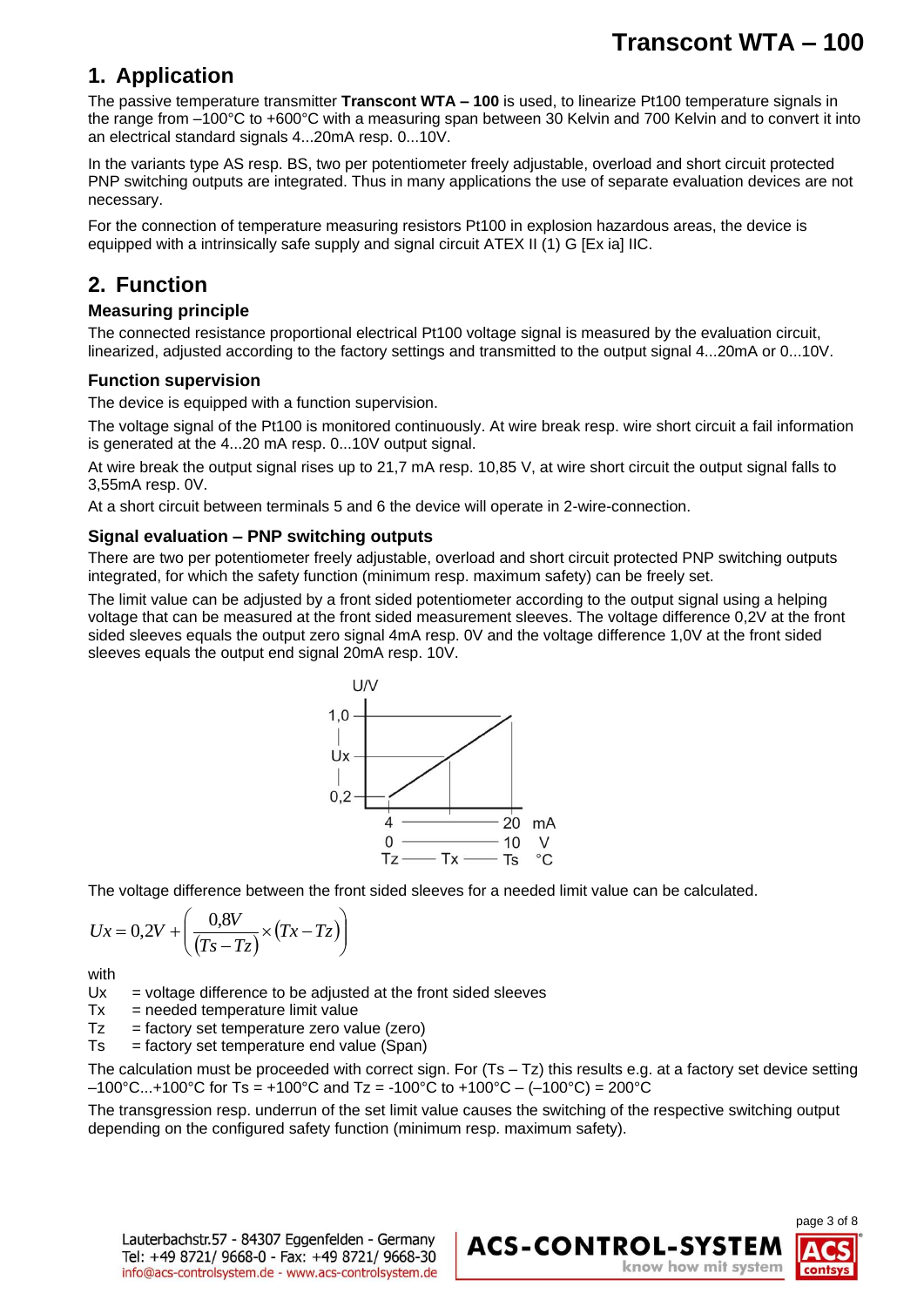# 1. Application

The passive temperature transmitter **Transcont WTA – 100** is used, to linearize Pt100 temperature signals in the range from –100°C to +600°C with a measuring span between 30 Kelvin and 700 Kelvin and to convert it into an electrical standard signals 4...20mA resp. 0...10V.

In the variants type AS resp. BS, two per potentiometer freely adjustable, overload and short circuit protected PNP switching outputs are integrated. Thus in many applications the use of separate evaluation devices are not necessary.

For the connection of temperature measuring resistors Pt100 in explosion hazardous areas, the device is equipped with a intrinsically safe supply and signal circuit ATEX II (1) G [Ex ia] IIC.

# 2. Function

### Measuring principle

The connected resistance proportional electrical Pt100 voltage signal is measured by the evaluation circuit, linearized, adjusted according to the factory settings and transmitted to the output signal 4...20mA or 0...10V.

### Function supervision

The device is equipped with a function supervision.

The voltage signal of the Pt100 is monitored continuously. At wire break resp. wire short circuit a fail information is generated at the 4...20 mA resp. 0...10V output signal.

At wire break the output signal rises up to 21,7 mA resp. 10,85 V, at wire short circuit the output signal falls to 3,55mA resp. 0V.

At a short circuit between terminals 5 and 6 the device will operate in 2-wire-connection.

### Signal evaluation – PNP switching outputs

There are two per potentiometer freely adjustable, overload and short circuit protected PNP switching outputs integrated, for which the safety function (minimum resp. maximum safety) can be freely set.

The limit value can be adjusted by a front sided potentiometer according to the output signal using a helping voltage that can be measured at the front sided measurement sleeves. The voltage difference 0,2V at the front sided sleeves equals the output zero signal 4mA resp. 0V and the voltage difference 1,0V at the front sided sleeves equals the output end signal 20mA resp. 10V.

The voltage difference between the front sided sleeves for a needed limit value can be calculated.

$$Ux = 0{,}2V + \left( \frac{0{,}8V}{(Ts - Tz)} \times (Tx - Tz) \right)$$

with

- Ux = voltage difference to be adjusted at the front sided sleeves
- Tx = needed temperature limit value
- Tz = factory set temperature zero value (zero)
- Ts = factory set temperature end value (Span)

The calculation must be proceeded with correct sign. For (Ts – Tz) this results e.g. at a factory set device setting –100°C...+100°C for Ts = +100°C and Tz = -100°C to +100°C – (–100°C) = 200°C

The transgression resp. underrun of the set limit value causes the switching of the respective switching output depending on the configured safety function (minimum resp. maximum safety).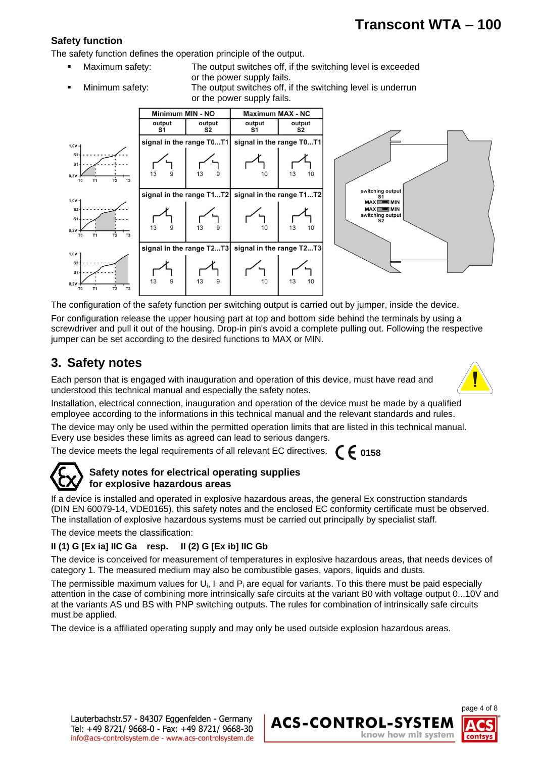### Safety function

The safety function defines the operation principle of the output.

- Maximum safety: The output switches off, if the switching level is exceeded or the power supply fails.
- Minimum safety: The output switches off, if the switching level is underrun or the power supply fails.

| | Minimum MIN - NO | | Maximum MAX - NC | |
|---|---|---|---|---|
| | output S1 | output S2 | output S1 | output S2 |
| | signal in the range T0...T1 | | signal in the range T0...T1 | |
| | 13 9 | 13 9 | 10 | 13 10 |
| | signal in the range T1...T2 | | signal in the range T1...T2 | |
| | 13 9 | 13 9 | 10 | 13 10 |
| | signal in the range T2...T3 | | signal in the range T2...T3 | |
| | 13 9 | 13 9 | 10 | 13 10 |

switching output S1 MAX MIN
MAX MIN switching output S2

The configuration of the safety function per switching output is carried out by jumper, inside the device.

For configuration release the upper housing part at top and bottom side behind the terminals by using a screwdriver and pull it out of the housing. Drop-in pin's avoid a complete pulling out. Following the respective jumper can be set according to the desired functions to MAX or MIN.

## 3. Safety notes

Each person that is engaged with inauguration and operation of this device, must have read and understood this technical manual and especially the safety notes.

Installation, electrical connection, inauguration and operation of the device must be made by a qualified employee according to the informations in this technical manual and the relevant standards and rules.

The device may only be used within the permitted operation limits that are listed in this technical manual. Every use besides these limits as agreed can lead to serious dangers.

The device meets the legal requirements of all relevant EC directives. CE 0158

### Safety notes for electrical operating supplies for explosive hazardous areas

If a device is installed and operated in explosive hazardous areas, the general Ex construction standards (DIN EN 60079-14, VDE0165), this safety notes and the enclosed EC conformity certificate must be observed. The installation of explosive hazardous systems must be carried out principally by specialist staff.

The device meets the classification:

**II (1) G [Ex ia] IIC Ga resp. II (2) G [Ex ib] IIC Gb**

The device is conceived for measurement of temperatures in explosive hazardous areas, that needs devices of category 1. The measured medium may also be combustible gases, vapors, liquids and dusts.

The permissible maximum values for $U_i$, $I_i$ and $P_i$ are equal for variants. To this there must be paid especially attention in the case of combining more intrinsically safe circuits at the variant B0 with voltage output 0...10V and at the variants AS und BS with PNP switching outputs. The rules for combination of intrinsically safe circuits must be applied.

The device is a affiliated operating supply and may only be used outside explosion hazardous areas.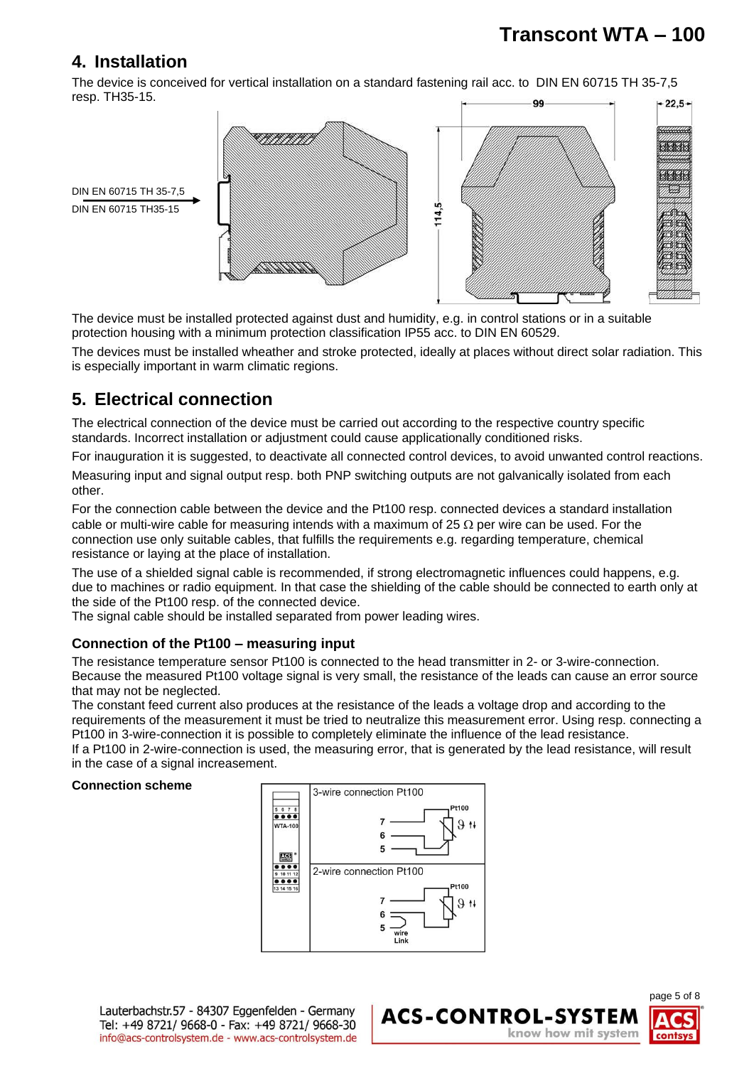## 4. Installation

The device is conceived for vertical installation on a standard fastening rail acc. to DIN EN 60715 TH 35-7,5 resp. TH35-15.

DIN EN 60715 TH 35-7,5
DIN EN 60715 TH35-15

99
22,5
114,5

The device must be installed protected against dust and humidity, e.g. in control stations or in a suitable protection housing with a minimum protection classification IP55 acc. to DIN EN 60529.

The devices must be installed wheather and stroke protected, ideally at places without direct solar radiation. This is especially important in warm climatic regions.

## 5. Electrical connection

The electrical connection of the device must be carried out according to the respective country specific standards. Incorrect installation or adjustment could cause applicationally conditioned risks.

For inauguration it is suggested, to deactivate all connected control devices, to avoid unwanted control reactions.

Measuring input and signal output resp. both PNP switching outputs are not galvanically isolated from each other.

For the connection cable between the device and the Pt100 resp. connected devices a standard installation cable or multi-wire cable for measuring intends with a maximum of 25 Ω per wire can be used. For the connection use only suitable cables, that fulfills the requirements e.g. regarding temperature, chemical resistance or laying at the place of installation.

The use of a shielded signal cable is recommended, if strong electromagnetic influences could happens, e.g. due to machines or radio equipment. In that case the shielding of the cable should be connected to earth only at the side of the Pt100 resp. of the connected device.
The signal cable should be installed separated from power leading wires.

### Connection of the Pt100 – measuring input

The resistance temperature sensor Pt100 is connected to the head transmitter in 2- or 3-wire-connection. Because the measured Pt100 voltage signal is very small, the resistance of the leads can cause an error source that may not be neglected.
The constant feed current also produces at the resistance of the leads a voltage drop and according to the requirements of the measurement it must be tried to neutralize this measurement error. Using resp. connecting a Pt100 in 3-wire-connection it is possible to completely eliminate the influence of the lead resistance.
If a Pt100 in 2-wire-connection is used, the measuring error, that is generated by the lead resistance, will result in the case of a signal increasement.

**Connection scheme**

3-wire connection Pt100: terminals 7, 6, 5 – Pt100

2-wire connection Pt100: terminals 7, 6, 5 – Pt100 (wire Link between 6 and 5)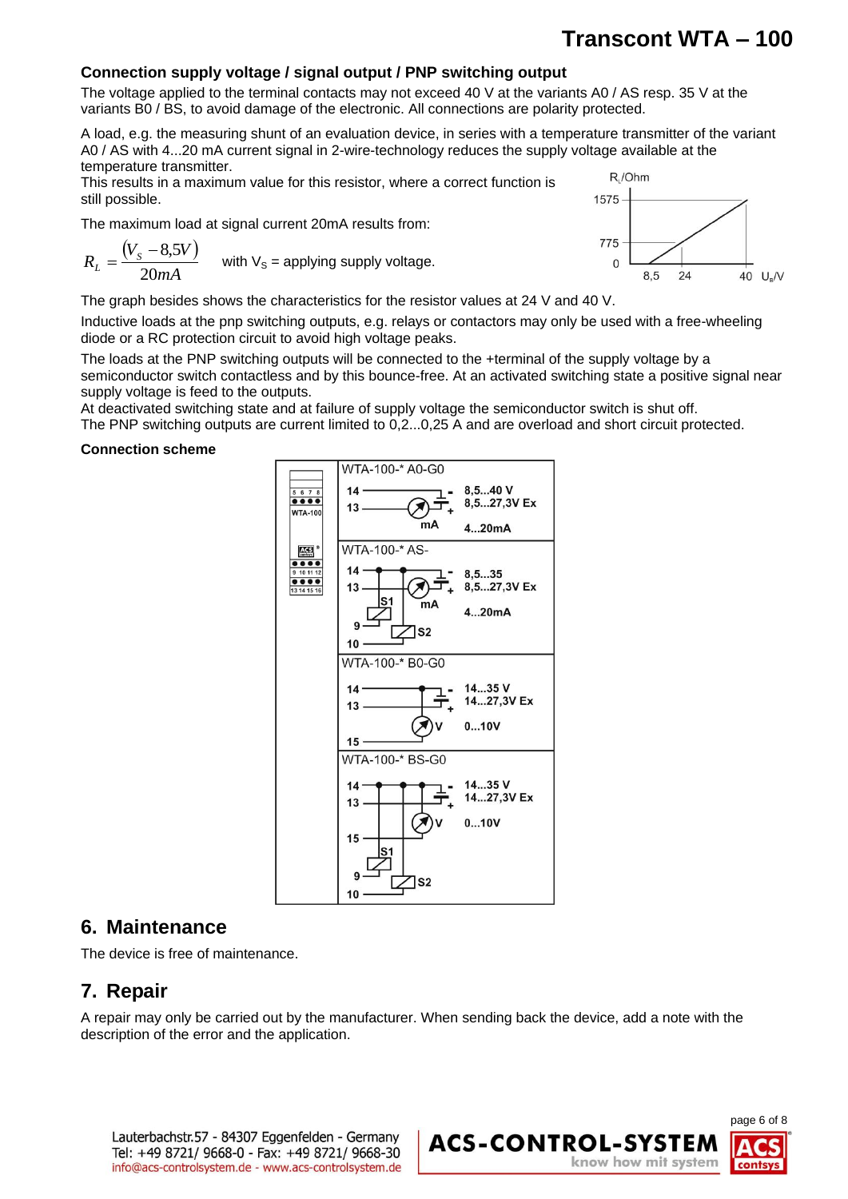## Connection supply voltage / signal output / PNP switching output

The voltage applied to the terminal contacts may not exceed 40 V at the variants A0 / AS resp. 35 V at the variants B0 / BS, to avoid damage of the electronic. All connections are polarity protected.

A load, e.g. the measuring shunt of an evaluation device, in series with a temperature transmitter of the variant A0 / AS with 4...20 mA current signal in 2-wire-technology reduces the supply voltage available at the temperature transmitter.
This results in a maximum value for this resistor, where a correct function is still possible.

The maximum load at signal current 20mA results from:

$$R_L = \frac{(V_S - 8{,}5V)}{20mA}$$ with $V_S$ = applying supply voltage.

The graph besides shows the characteristics for the resistor values at 24 V and 40 V.

Inductive loads at the pnp switching outputs, e.g. relays or contactors may only be used with a free-wheeling diode or a RC protection circuit to avoid high voltage peaks.

The loads at the PNP switching outputs will be connected to the +terminal of the supply voltage by a semiconductor switch contactless and by this bounce-free. At an activated switching state a positive signal near supply voltage is feed to the outputs.
At deactivated switching state and at failure of supply voltage the semiconductor switch is shut off.
The PNP switching outputs are current limited to 0,2...0,25 A and are overload and short circuit protected.

**Connection scheme**

## 6. Maintenance

The device is free of maintenance.

## 7. Repair

A repair may only be carried out by the manufacturer. When sending back the device, add a note with the description of the error and the application.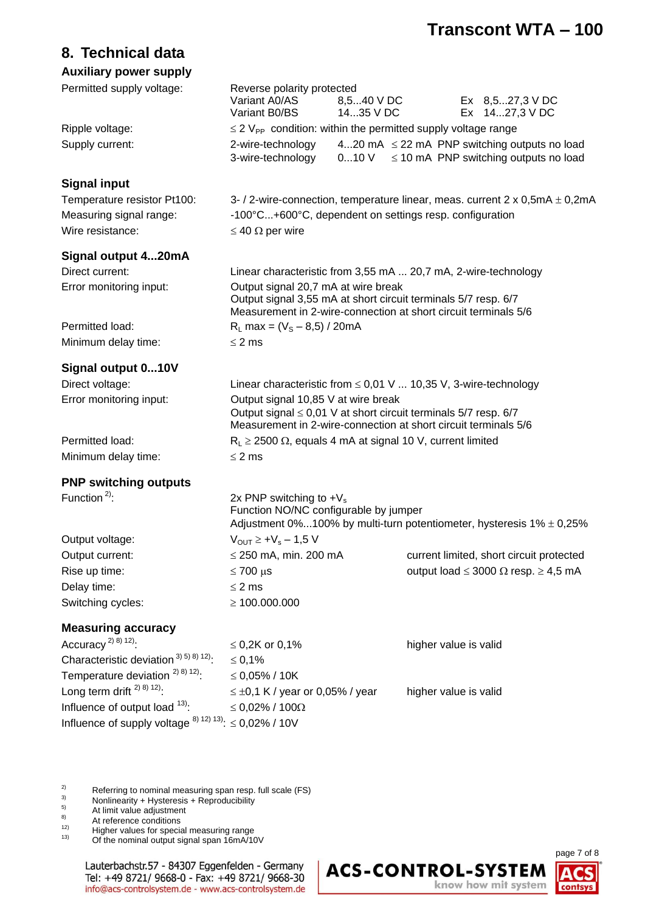## 8. Technical data

### Auxiliary power supply

| | | | |
|---|---|---|---|
| Permitted supply voltage: | Reverse polarity protected | | |
| | Variant A0/AS | 8,5...40 V DC | Ex 8,5...27,3 V DC |
| | Variant B0/BS | 14...35 V DC | Ex 14...27,3 V DC |
| Ripple voltage: | ≤ 2 $V_{PP}$ condition: within the permitted supply voltage range | | |
| Supply current: | 2-wire-technology | 4...20 mA ≤ 22 mA | PNP switching outputs no load |
| | 3-wire-technology | 0...10 V ≤ 10 mA | PNP switching outputs no load |

### Signal input

| | |
|---|---|
| Temperature resistor Pt100: | 3- / 2-wire-connection, temperature linear, meas. current 2 x 0,5mA ± 0,2mA |
| Measuring signal range: | -100°C...+600°C, dependent on settings resp. configuration |
| Wire resistance: | ≤ 40 Ω per wire |

### Signal output 4...20mA

| | |
|---|---|
| Direct current: | Linear characteristic from 3,55 mA ... 20,7 mA, 2-wire-technology |
| Error monitoring input: | Output signal 20,7 mA at wire break<br>Output signal 3,55 mA at short circuit terminals 5/7 resp. 6/7<br>Measurement in 2-wire-connection at short circuit terminals 5/6 |
| Permitted load: | $R_L$ max = ($V_S$ – 8,5) / 20mA |
| Minimum delay time: | ≤ 2 ms |

### Signal output 0...10V

| | |
|---|---|
| Direct voltage: | Linear characteristic from ≤ 0,01 V ... 10,35 V, 3-wire-technology |
| Error monitoring input: | Output signal 10,85 V at wire break<br>Output signal ≤ 0,01 V at short circuit terminals 5/7 resp. 6/7<br>Measurement in 2-wire-connection at short circuit terminals 5/6 |
| Permitted load: | $R_L$ ≥ 2500 Ω, equals 4 mA at signal 10 V, current limited |
| Minimum delay time: | ≤ 2 ms |

### PNP switching outputs

| | | |
|---|---|---|
| Function [2]: | 2x PNP switching to +$V_s$<br>Function NO/NC configurable by jumper<br>Adjustment 0%...100% by multi-turn potentiometer, hysteresis 1% ± 0,25% | |
| Output voltage: | $V_{OUT}$ ≥ +$V_s$ – 1,5 V | |
| Output current: | ≤ 250 mA, min. 200 mA | current limited, short circuit protected |
| Rise up time: | ≤ 700 µs | output load ≤ 3000 Ω resp. ≥ 4,5 mA |
| Delay time: | ≤ 2 ms | |
| Switching cycles: | ≥ 100.000.000 | |

### Measuring accuracy

| | | |
|---|---|---|
| Accuracy [2) 8) 12)]: | ≤ 0,2K or 0,1% | higher value is valid |
| Characteristic deviation [3) 5) 8) 12)]: | ≤ 0,1% | |
| Temperature deviation [2) 8) 12)]: | ≤ 0,05% / 10K | |
| Long term drift [2) 8) 12)]: | ≤ ±0,1 K / year or 0,05% / year | higher value is valid |
| Influence of output load [13)]: | ≤ 0,02% / 100Ω | |
| Influence of supply voltage [8) 12) 13)]: | ≤ 0,02% / 10V | |

2) Referring to nominal measuring span resp. full scale (FS)
3) Nonlinearity + Hysteresis + Reproducibility
5) At limit value adjustment
8) At reference conditions
12) Higher values for special measuring range
13) Of the nominal output signal span 16mA/10V

Lauterbachstr.57 - 84307 Eggenfelden - Germany
Tel: +49 8721/ 9668-0 - Fax: +49 8721/ 9668-30
info@acs-controlsystem.de - www.acs-controlsystem.de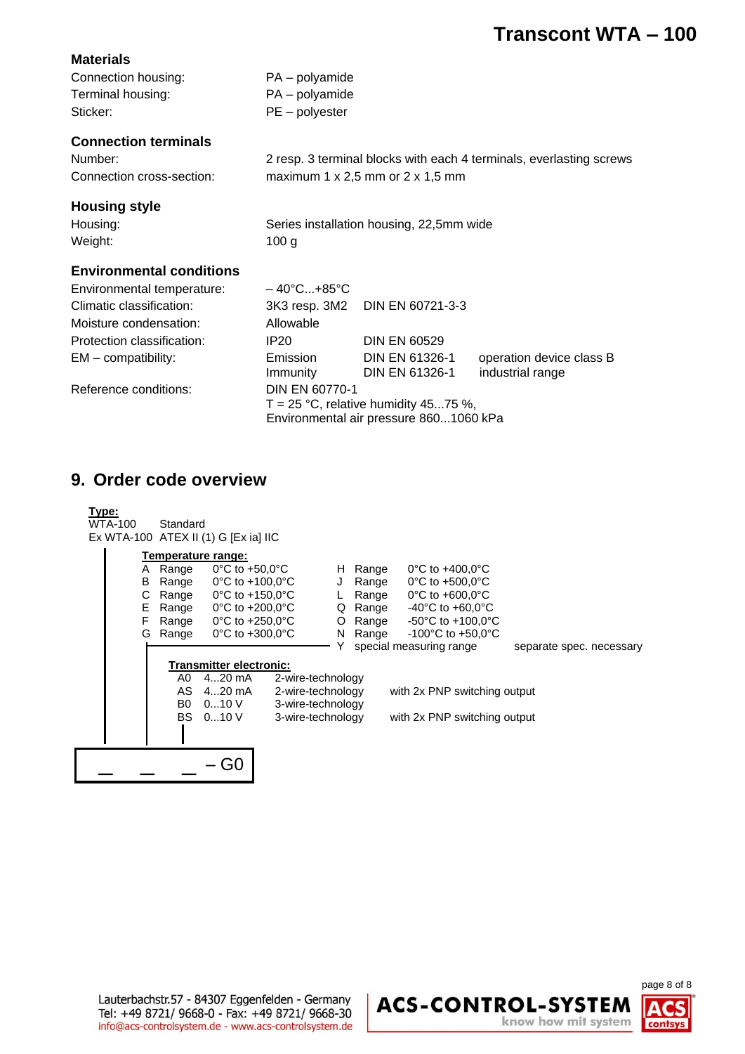### Materials

| | |
|---|---|
| Connection housing: | PA – polyamide |
| Terminal housing: | PA – polyamide |
| Sticker: | PE – polyester |

### Connection terminals

| | |
|---|---|
| Number: | 2 resp. 3 terminal blocks with each 4 terminals, everlasting screws |
| Connection cross-section: | maximum 1 x 2,5 mm or 2 x 1,5 mm |

### Housing style

| | |
|---|---|
| Housing: | Series installation housing, 22,5mm wide |
| Weight: | 100 g |

### Environmental conditions

| | | | |
|---|---|---|---|
| Environmental temperature: | – 40°C...+85°C | | |
| Climatic classification: | 3K3 resp. 3M2 | DIN EN 60721-3-3 | |
| Moisture condensation: | Allowable | | |
| Protection classification: | IP20 | DIN EN 60529 | |
| EM – compatibility: | Emission | DIN EN 61326-1 | operation device class B |
| | Immunity | DIN EN 61326-1 | industrial range |
| Reference conditions: | DIN EN 60770-1<br>T = 25 °C, relative humidity 45...75 %,<br>Environmental air pressure 860...1060 kPa | | |

## 9. Order code overview

**Type:**

| | |
|---|---|
| WTA-100 | Standard |
| Ex WTA-100 | ATEX II (1) G [Ex ia] IIC |

**Temperature range:**

| | | | | | |
|---|---|---|---|---|---|
| A | Range | 0°C to +50,0°C | H | Range | 0°C to +400,0°C |
| B | Range | 0°C to +100,0°C | J | Range | 0°C to +500,0°C |
| C | Range | 0°C to +150,0°C | L | Range | 0°C to +600,0°C |
| E | Range | 0°C to +200,0°C | Q | Range | -40°C to +60,0°C |
| F | Range | 0°C to +250,0°C | O | Range | -50°C to +100,0°C |
| G | Range | 0°C to +300,0°C | N | Range | -100°C to +50,0°C |
| | | | Y | special measuring range | separate spec. necessary |

**Transmitter electronic:**

| | | | |
|---|---|---|---|
| A0 | 4...20 mA | 2-wire-technology | |
| AS | 4...20 mA | 2-wire-technology | with 2x PNP switching output |
| B0 | 0...10 V | 3-wire-technology | |
| BS | 0...10 V | 3-wire-technology | with 2x PNP switching output |

_ _ _ – G0